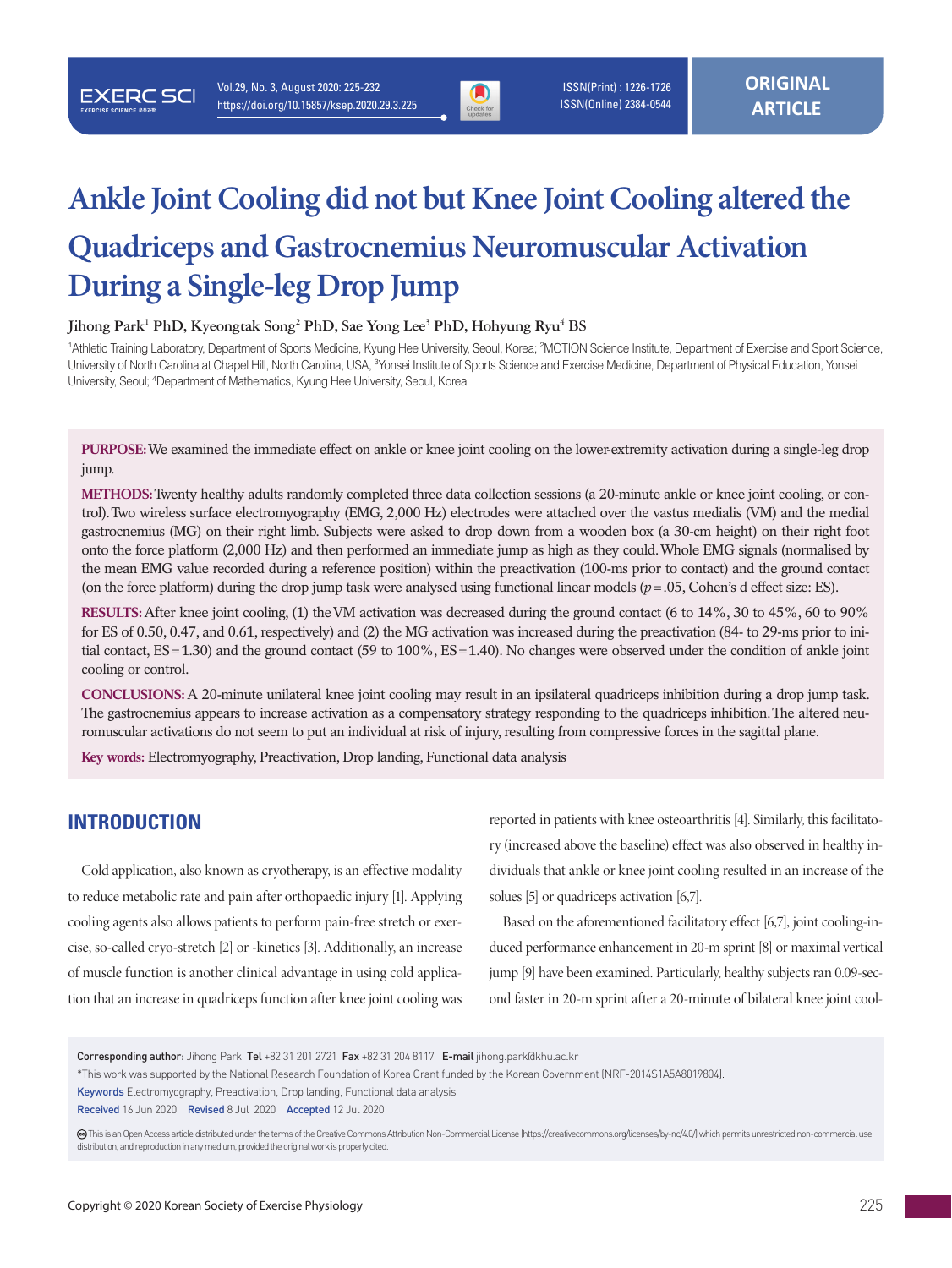# Ankle Joint Cooling did not but Knee Joint Cooling altered the Quadriceps and Gastrocnemius Neuromuscular Activation During a Single-leg Drop Jump

**Jihong Park[1] PhD, Kyeongtak Song[2] PhD, Sae Yong Lee[3] PhD, Hohyung Ryu[4] BS**

[1]Athletic Training Laboratory, Department of Sports Medicine, Kyung Hee University, Seoul, Korea; [2]MOTION Science Institute, Department of Exercise and Sport Science, University of North Carolina at Chapel Hill, North Carolina, USA, [3]Yonsei Institute of Sports Science and Exercise Medicine, Department of Physical Education, Yonsei University, Seoul; [4]Department of Mathematics, Kyung Hee University, Seoul, Korea

**PURPOSE:** We examined the immediate effect on ankle or knee joint cooling on the lower-extremity activation during a single-leg drop jump.

**METHODS:** Twenty healthy adults randomly completed three data collection sessions (a 20-minute ankle or knee joint cooling, or control). Two wireless surface electromyography (EMG, 2,000 Hz) electrodes were attached over the vastus medialis (VM) and the medial gastrocnemius (MG) on their right limb. Subjects were asked to drop down from a wooden box (a 30-cm height) on their right foot onto the force platform (2,000 Hz) and then performed an immediate jump as high as they could. Whole EMG signals (normalised by the mean EMG value recorded during a reference position) within the preactivation (100-ms prior to contact) and the ground contact (on the force platform) during the drop jump task were analysed using functional linear models ($p=.05$, Cohen's d effect size: ES).

**RESULTS:** After knee joint cooling, (1) the VM activation was decreased during the ground contact (6 to 14%, 30 to 45%, 60 to 90% for ES of 0.50, 0.47, and 0.61, respectively) and (2) the MG activation was increased during the preactivation (84- to 29-ms prior to initial contact, ES=1.30) and the ground contact (59 to 100%, ES=1.40). No changes were observed under the condition of ankle joint cooling or control.

**CONCLUSIONS:** A 20-minute unilateral knee joint cooling may result in an ipsilateral quadriceps inhibition during a drop jump task. The gastrocnemius appears to increase activation as a compensatory strategy responding to the quadriceps inhibition. The altered neuromuscular activations do not seem to put an individual at risk of injury, resulting from compressive forces in the sagittal plane.

**Key words:** Electromyography, Preactivation, Drop landing, Functional data analysis

## INTRODUCTION

Cold application, also known as cryotherapy, is an effective modality to reduce metabolic rate and pain after orthopaedic injury [1]. Applying cooling agents also allows patients to perform pain-free stretch or exercise, so-called cryo-stretch [2] or -kinetics [3]. Additionally, an increase of muscle function is another clinical advantage in using cold application that an increase in quadriceps function after knee joint cooling was reported in patients with knee osteoarthritis [4]. Similarly, this facilitatory (increased above the baseline) effect was also observed in healthy individuals that ankle or knee joint cooling resulted in an increase of the soleus [5] or quadriceps activation [6,7].

Based on the aforementioned facilitatory effect [6,7], joint cooling-induced performance enhancement in 20-m sprint [8] or maximal vertical jump [9] have been examined. Particularly, healthy subjects ran 0.09-second faster in 20-m sprint after a 20-minute of bilateral knee joint cool-

Corresponding author: Jihong Park Tel +82 31 201 2721 Fax +82 31 204 8117 E-mail jihong.park@khu.ac.kr

*This work was supported by the National Research Foundation of Korea Grant funded by the Korean Government (NRF-2014S1A5A8019804).

Keywords Electromyography, Preactivation, Drop landing, Functional data analysis

Received 16 Jun 2020 Revised 8 Jul 2020 Accepted 12 Jul 2020

This is an Open Access article distributed under the terms of the Creative Commons Attribution Non-Commercial License (https://creativecommons.org/licenses/by-nc/4.0/) which permits unrestricted non-commercial use, distribution, and reproduction in any medium, provided the original work is properly cited.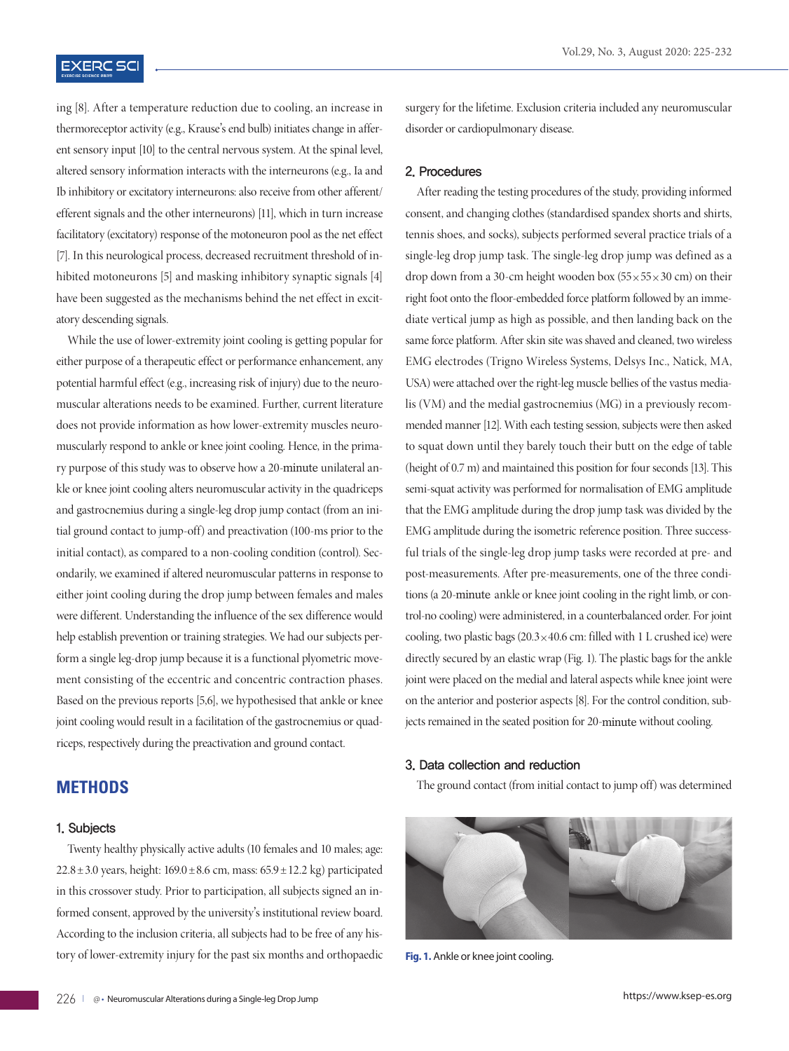ing [8]. After a temperature reduction due to cooling, an increase in thermoreceptor activity (e.g., Krause's end bulb) initiates change in afferent sensory input [10] to the central nervous system. At the spinal level, altered sensory information interacts with the interneurons (e.g., Ia and Ib inhibitory or excitatory interneurons: also receive from other afferent/efferent signals and the other interneurons) [11], which in turn increase facilitatory (excitatory) response of the motoneuron pool as the net effect [7]. In this neurological process, decreased recruitment threshold of inhibited motoneurons [5] and masking inhibitory synaptic signals [4] have been suggested as the mechanisms behind the net effect in excitatory descending signals.

While the use of lower-extremity joint cooling is getting popular for either purpose of a therapeutic effect or performance enhancement, any potential harmful effect (e.g., increasing risk of injury) due to the neuromuscular alterations needs to be examined. Further, current literature does not provide information as how lower-extremity muscles neuromuscularly respond to ankle or knee joint cooling. Hence, in the primary purpose of this study was to observe how a 20-minute unilateral ankle or knee joint cooling alters neuromuscular activity in the quadriceps and gastrocnemius during a single-leg drop jump contact (from an initial ground contact to jump-off) and preactivation (100-ms prior to the initial contact), as compared to a non-cooling condition (control). Secondarily, we examined if altered neuromuscular patterns in response to either joint cooling during the drop jump between females and males were different. Understanding the influence of the sex difference would help establish prevention or training strategies. We had our subjects perform a single leg-drop jump because it is a functional plyometric movement consisting of the eccentric and concentric contraction phases. Based on the previous reports [5,6], we hypothesised that ankle or knee joint cooling would result in a facilitation of the gastrocnemius or quadriceps, respectively during the preactivation and ground contact.

# METHODS

## 1. Subjects

Twenty healthy physically active adults (10 females and 10 males; age: 22.8±3.0 years, height: 169.0±8.6 cm, mass: 65.9±12.2 kg) participated in this crossover study. Prior to participation, all subjects signed an informed consent, approved by the university's institutional review board. According to the inclusion criteria, all subjects had to be free of any history of lower-extremity injury for the past six months and orthopaedic surgery for the lifetime. Exclusion criteria included any neuromuscular disorder or cardiopulmonary disease.

## 2. Procedures

After reading the testing procedures of the study, providing informed consent, and changing clothes (standardised spandex shorts and shirts, tennis shoes, and socks), subjects performed several practice trials of a single-leg drop jump task. The single-leg drop jump was defined as a drop down from a 30-cm height wooden box (55×55×30 cm) on their right foot onto the floor-embedded force platform followed by an immediate vertical jump as high as possible, and then landing back on the same force platform. After skin site was shaved and cleaned, two wireless EMG electrodes (Trigno Wireless Systems, Delsys Inc., Natick, MA, USA) were attached over the right-leg muscle bellies of the vastus medialis (VM) and the medial gastrocnemius (MG) in a previously recommended manner [12]. With each testing session, subjects were then asked to squat down until they barely touch their butt on the edge of table (height of 0.7 m) and maintained this position for four seconds [13]. This semi-squat activity was performed for normalisation of EMG amplitude that the EMG amplitude during the drop jump task was divided by the EMG amplitude during the isometric reference position. Three successful trials of the single-leg drop jump tasks were recorded at pre- and post-measurements. After pre-measurements, one of the three conditions (a 20-minute ankle or knee joint cooling in the right limb, or control-no cooling) were administered, in a counterbalanced order. For joint cooling, two plastic bags (20.3×40.6 cm: filled with 1 L crushed ice) were directly secured by an elastic wrap (Fig. 1). The plastic bags for the ankle joint were placed on the medial and lateral aspects while knee joint were on the anterior and posterior aspects [8]. For the control condition, subjects remained in the seated position for 20-minute without cooling.

## 3. Data collection and reduction

The ground contact (from initial contact to jump off) was determined

**Fig. 1.** Ankle or knee joint cooling.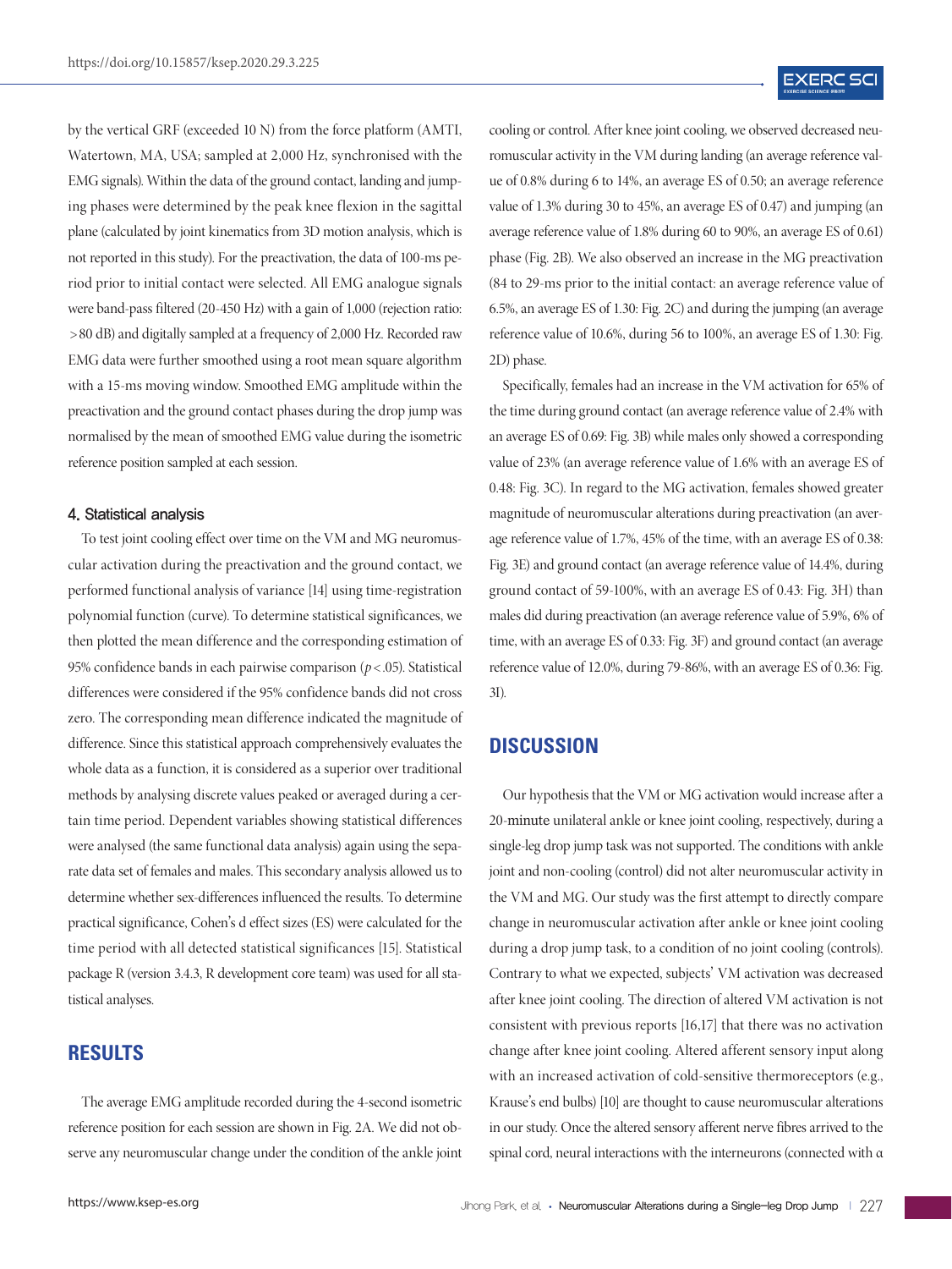by the vertical GRF (exceeded 10 N) from the force platform (AMTI, Watertown, MA, USA; sampled at 2,000 Hz, synchronised with the EMG signals). Within the data of the ground contact, landing and jumping phases were determined by the peak knee flexion in the sagittal plane (calculated by joint kinematics from 3D motion analysis, which is not reported in this study). For the preactivation, the data of 100-ms period prior to initial contact were selected. All EMG analogue signals were band-pass filtered (20-450 Hz) with a gain of 1,000 (rejection ratio: >80 dB) and digitally sampled at a frequency of 2,000 Hz. Recorded raw EMG data were further smoothed using a root mean square algorithm with a 15-ms moving window. Smoothed EMG amplitude within the preactivation and the ground contact phases during the drop jump was normalised by the mean of smoothed EMG value during the isometric reference position sampled at each session.

### 4. Statistical analysis

To test joint cooling effect over time on the VM and MG neuromuscular activation during the preactivation and the ground contact, we performed functional analysis of variance [14] using time-registration polynomial function (curve). To determine statistical significances, we then plotted the mean difference and the corresponding estimation of 95% confidence bands in each pairwise comparison ($p<.05$). Statistical differences were considered if the 95% confidence bands did not cross zero. The corresponding mean difference indicated the magnitude of difference. Since this statistical approach comprehensively evaluates the whole data as a function, it is considered as a superior over traditional methods by analysing discrete values peaked or averaged during a certain time period. Dependent variables showing statistical differences were analysed (the same functional data analysis) again using the separate data set of females and males. This secondary analysis allowed us to determine whether sex-differences influenced the results. To determine practical significance, Cohen's d effect sizes (ES) were calculated for the time period with all detected statistical significances [15]. Statistical package R (version 3.4.3, R development core team) was used for all statistical analyses.

## RESULTS

The average EMG amplitude recorded during the 4-second isometric reference position for each session are shown in Fig. 2A. We did not observe any neuromuscular change under the condition of the ankle joint cooling or control. After knee joint cooling, we observed decreased neuromuscular activity in the VM during landing (an average reference value of 0.8% during 6 to 14%, an average ES of 0.50; an average reference value of 1.3% during 30 to 45%, an average ES of 0.47) and jumping (an average reference value of 1.8% during 60 to 90%, an average ES of 0.61) phase (Fig. 2B). We also observed an increase in the MG preactivation (84 to 29-ms prior to the initial contact: an average reference value of 6.5%, an average ES of 1.30: Fig. 2C) and during the jumping (an average reference value of 10.6%, during 56 to 100%, an average ES of 1.30: Fig. 2D) phase.

Specifically, females had an increase in the VM activation for 65% of the time during ground contact (an average reference value of 2.4% with an average ES of 0.69: Fig. 3B) while males only showed a corresponding value of 23% (an average reference value of 1.6% with an average ES of 0.48: Fig. 3C). In regard to the MG activation, females showed greater magnitude of neuromuscular alterations during preactivation (an average reference value of 1.7%, 45% of the time, with an average ES of 0.38: Fig. 3E) and ground contact (an average reference value of 14.4%, during ground contact of 59-100%, with an average ES of 0.43: Fig. 3H) than males did during preactivation (an average reference value of 5.9%, 6% of time, with an average ES of 0.33: Fig. 3F) and ground contact (an average reference value of 12.0%, during 79-86%, with an average ES of 0.36: Fig. 3I).

## DISCUSSION

Our hypothesis that the VM or MG activation would increase after a 20-minute unilateral ankle or knee joint cooling, respectively, during a single-leg drop jump task was not supported. The conditions with ankle joint and non-cooling (control) did not alter neuromuscular activity in the VM and MG. Our study was the first attempt to directly compare change in neuromuscular activation after ankle or knee joint cooling during a drop jump task, to a condition of no joint cooling (controls). Contrary to what we expected, subjects' VM activation was decreased after knee joint cooling. The direction of altered VM activation is not consistent with previous reports [16,17] that there was no activation change after knee joint cooling. Altered afferent sensory input along with an increased activation of cold-sensitive thermoreceptors (e.g., Krause's end bulbs) [10] are thought to cause neuromuscular alterations in our study. Once the altered sensory afferent nerve fibres arrived to the spinal cord, neural interactions with the interneurons (connected with α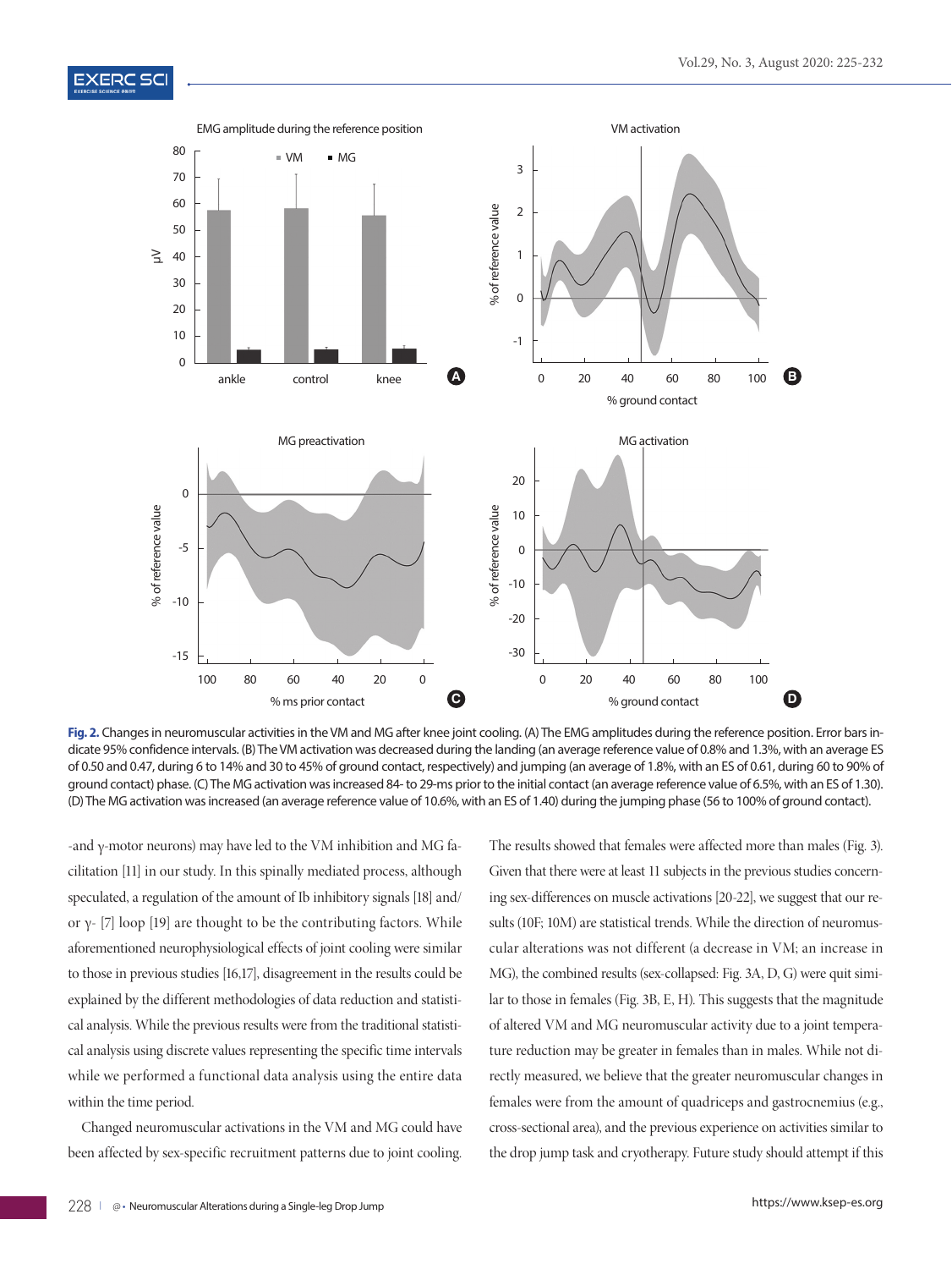Fig. 2. Changes in neuromuscular activities in the VM and MG after knee joint cooling. (A) The EMG amplitudes during the reference position. Error bars indicate 95% confidence intervals. (B) The VM activation was decreased during the landing (an average reference value of 0.8% and 1.3%, with an average ES of 0.50 and 0.47, during 6 to 14% and 30 to 45% of ground contact, respectively) and jumping (an average of 1.8%, with an ES of 0.61, during 60 to 90% of ground contact) phase. (C) The MG activation was increased 84- to 29-ms prior to the initial contact (an average reference value of 6.5%, with an ES of 1.30). (D) The MG activation was increased (an average reference value of 10.6%, with an ES of 1.40) during the jumping phase (56 to 100% of ground contact).

-and γ-motor neurons) may have led to the VM inhibition and MG facilitation [11] in our study. In this spinally mediated process, although speculated, a regulation of the amount of Ib inhibitory signals [18] and/or γ- [7] loop [19] are thought to be the contributing factors. While aforementioned neurophysiological effects of joint cooling were similar to those in previous studies [16,17], disagreement in the results could be explained by the different methodologies of data reduction and statistical analysis. While the previous results were from the traditional statistical analysis using discrete values representing the specific time intervals while we performed a functional data analysis using the entire data within the time period.

Changed neuromuscular activations in the VM and MG could have been affected by sex-specific recruitment patterns due to joint cooling. The results showed that females were affected more than males (Fig. 3). Given that there were at least 11 subjects in the previous studies concerning sex-differences on muscle activations [20-22], we suggest that our results (10F; 10M) are statistical trends. While the direction of neuromuscular alterations was not different (a decrease in VM; an increase in MG), the combined results (sex-collapsed: Fig. 3A, D, G) were quit similar to those in females (Fig. 3B, E, H). This suggests that the magnitude of altered VM and MG neuromuscular activity due to a joint temperature reduction may be greater in females than in males. While not directly measured, we believe that the greater neuromuscular changes in females were from the amount of quadriceps and gastrocnemius (e.g., cross-sectional area), and the previous experience on activities similar to the drop jump task and cryotherapy. Future study should attempt if this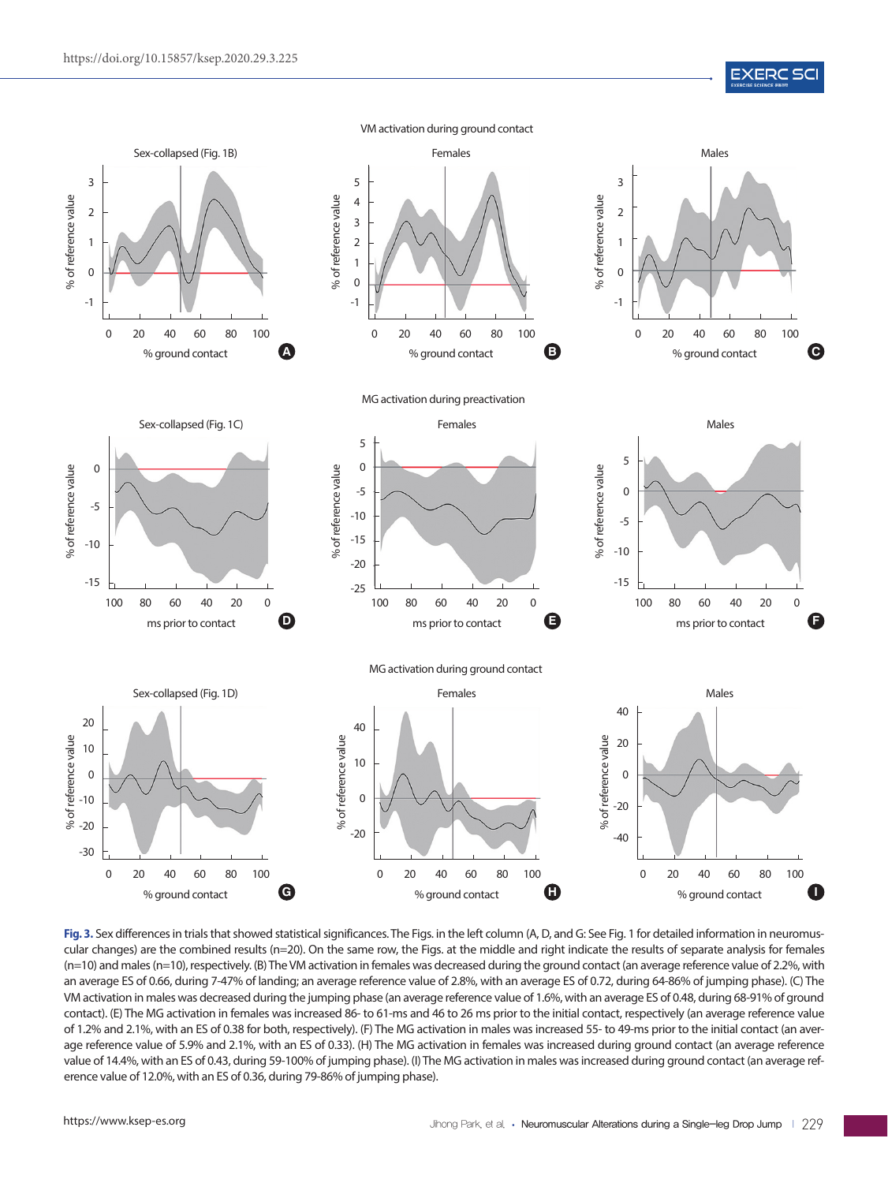VM activation during ground contact

MG activation during preactivation

MG activation during ground contact

**Fig. 3.** Sex differences in trials that showed statistical significances. The Figs. in the left column (A, D, and G: See Fig. 1 for detailed information in neuromuscular changes) are the combined results (n=20). On the same row, the Figs. at the middle and right indicate the results of separate analysis for females (n=10) and males (n=10), respectively. (B) The VM activation in females was decreased during the ground contact (an average reference value of 2.2%, with an average ES of 0.66, during 7-47% of landing; an average reference value of 2.8%, with an average ES of 0.72, during 64-86% of jumping phase). (C) The VM activation in males was decreased during the jumping phase (an average reference value of 1.6%, with an average ES of 0.48, during 68-91% of ground contact). (E) The MG activation in females was increased 86- to 61-ms and 46 to 26 ms prior to the initial contact, respectively (an average reference value of 1.2% and 2.1%, with an ES of 0.38 for both, respectively). (F) The MG activation in males was increased 55- to 49-ms prior to the initial contact (an average reference value of 5.9% and 2.1%, with an ES of 0.33). (H) The MG activation in females was increased during ground contact (an average reference value of 14.4%, with an ES of 0.43, during 59-100% of jumping phase). (I) The MG activation in males was increased during ground contact (an average reference value of 12.0%, with an ES of 0.36, during 79-86% of jumping phase).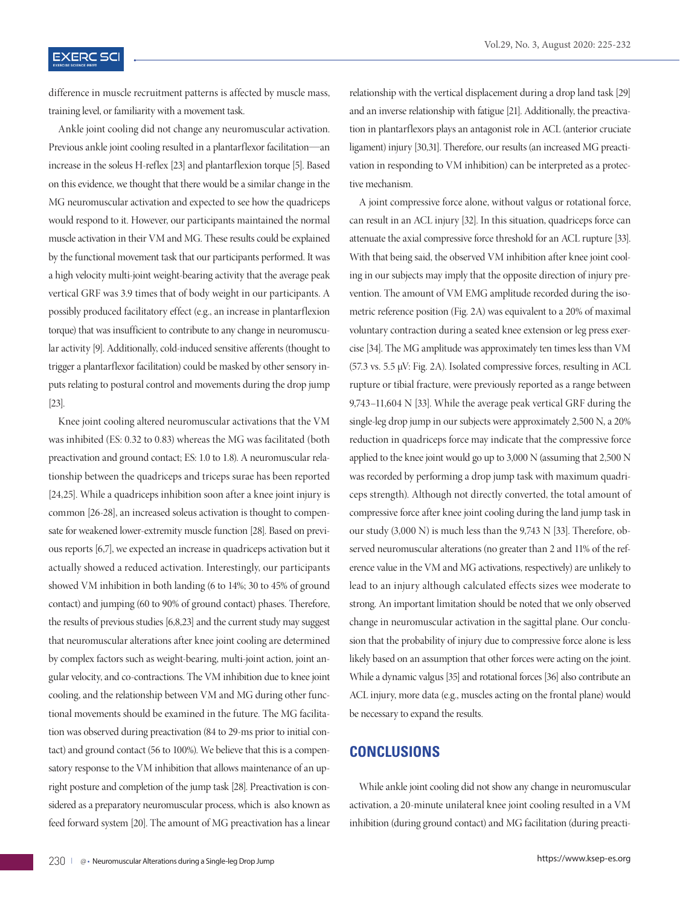difference in muscle recruitment patterns is affected by muscle mass, training level, or familiarity with a movement task.

Ankle joint cooling did not change any neuromuscular activation. Previous ankle joint cooling resulted in a plantarflexor facilitation—an increase in the soleus H-reflex [23] and plantarflexion torque [5]. Based on this evidence, we thought that there would be a similar change in the MG neuromuscular activation and expected to see how the quadriceps would respond to it. However, our participants maintained the normal muscle activation in their VM and MG. These results could be explained by the functional movement task that our participants performed. It was a high velocity multi-joint weight-bearing activity that the average peak vertical GRF was 3.9 times that of body weight in our participants. A possibly produced facilitatory effect (e.g., an increase in plantarflexion torque) that was insufficient to contribute to any change in neuromuscular activity [9]. Additionally, cold-induced sensitive afferents (thought to trigger a plantarflexor facilitation) could be masked by other sensory inputs relating to postural control and movements during the drop jump [23].

Knee joint cooling altered neuromuscular activations that the VM was inhibited (ES: 0.32 to 0.83) whereas the MG was facilitated (both preactivation and ground contact; ES: 1.0 to 1.8). A neuromuscular relationship between the quadriceps and triceps surae has been reported [24,25]. While a quadriceps inhibition soon after a knee joint injury is common [26-28], an increased soleus activation is thought to compensate for weakened lower-extremity muscle function [28]. Based on previous reports [6,7], we expected an increase in quadriceps activation but it actually showed a reduced activation. Interestingly, our participants showed VM inhibition in both landing (6 to 14%; 30 to 45% of ground contact) and jumping (60 to 90% of ground contact) phases. Therefore, the results of previous studies [6,8,23] and the current study may suggest that neuromuscular alterations after knee joint cooling are determined by complex factors such as weight-bearing, multi-joint action, joint angular velocity, and co-contractions. The VM inhibition due to knee joint cooling, and the relationship between VM and MG during other functional movements should be examined in the future. The MG facilitation was observed during preactivation (84 to 29-ms prior to initial contact) and ground contact (56 to 100%). We believe that this is a compensatory response to the VM inhibition that allows maintenance of an upright posture and completion of the jump task [28]. Preactivation is considered as a preparatory neuromuscular process, which is also known as feed forward system [20]. The amount of MG preactivation has a linear relationship with the vertical displacement during a drop land task [29] and an inverse relationship with fatigue [21]. Additionally, the preactivation in plantarflexors plays an antagonist role in ACL (anterior cruciate ligament) injury [30,31]. Therefore, our results (an increased MG preactivation in responding to VM inhibition) can be interpreted as a protective mechanism.

A joint compressive force alone, without valgus or rotational force, can result in an ACL injury [32]. In this situation, quadriceps force can attenuate the axial compressive force threshold for an ACL rupture [33]. With that being said, the observed VM inhibition after knee joint cooling in our subjects may imply that the opposite direction of injury prevention. The amount of VM EMG amplitude recorded during the isometric reference position (Fig. 2A) was equivalent to a 20% of maximal voluntary contraction during a seated knee extension or leg press exercise [34]. The MG amplitude was approximately ten times less than VM (57.3 vs. 5.5 μV: Fig. 2A). Isolated compressive forces, resulting in ACL rupture or tibial fracture, were previously reported as a range between 9,743–11,604 N [33]. While the average peak vertical GRF during the single-leg drop jump in our subjects were approximately 2,500 N, a 20% reduction in quadriceps force may indicate that the compressive force applied to the knee joint would go up to 3,000 N (assuming that 2,500 N was recorded by performing a drop jump task with maximum quadriceps strength). Although not directly converted, the total amount of compressive force after knee joint cooling during the land jump task in our study (3,000 N) is much less than the 9,743 N [33]. Therefore, observed neuromuscular alterations (no greater than 2 and 11% of the reference value in the VM and MG activations, respectively) are unlikely to lead to an injury although calculated effects sizes wee moderate to strong. An important limitation should be noted that we only observed change in neuromuscular activation in the sagittal plane. Our conclusion that the probability of injury due to compressive force alone is less likely based on an assumption that other forces were acting on the joint. While a dynamic valgus [35] and rotational forces [36] also contribute an ACL injury, more data (e.g., muscles acting on the frontal plane) would be necessary to expand the results.

## CONCLUSIONS

While ankle joint cooling did not show any change in neuromuscular activation, a 20-minute unilateral knee joint cooling resulted in a VM inhibition (during ground contact) and MG facilitation (during preacti-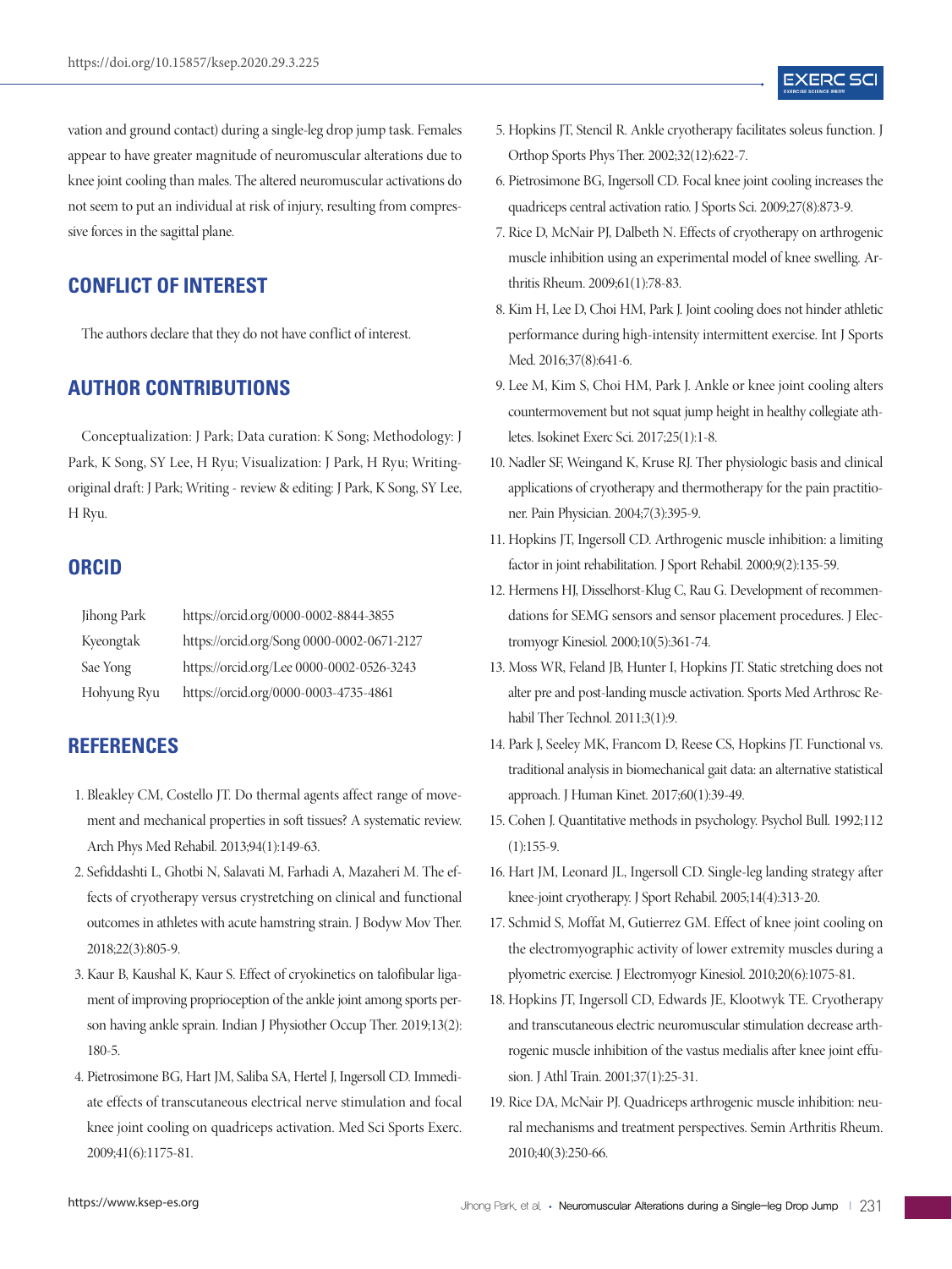vation and ground contact) during a single-leg drop jump task. Females appear to have greater magnitude of neuromuscular alterations due to knee joint cooling than males. The altered neuromuscular activations do not seem to put an individual at risk of injury, resulting from compressive forces in the sagittal plane.

## CONFLICT OF INTEREST

The authors declare that they do not have conflict of interest.

## AUTHOR CONTRIBUTIONS

Conceptualization: J Park; Data curation: K Song; Methodology: J Park, K Song, SY Lee, H Ryu; Visualization: J Park, H Ryu; Writing-original draft: J Park; Writing - review & editing: J Park, K Song, SY Lee, H Ryu.

## ORCID

| | |
|---|---|
| Jihong Park | https://orcid.org/0000-0002-8844-3855 |
| Kyeongtak | https://orcid.org/Song 0000-0002-0671-2127 |
| Sae Yong | https://orcid.org/Lee 0000-0002-0526-3243 |
| Hohyung Ryu | https://orcid.org/0000-0003-4735-4861 |

## REFERENCES

1. Bleakley CM, Costello JT. Do thermal agents affect range of movement and mechanical properties in soft tissues? A systematic review. Arch Phys Med Rehabil. 2013;94(1):149-63.
2. Sefiddashti L, Ghotbi N, Salavati M, Farhadi A, Mazaheri M. The effects of cryotherapy versus crystretching on clinical and functional outcomes in athletes with acute hamstring strain. J Bodyw Mov Ther. 2018;22(3):805-9.
3. Kaur B, Kaushal K, Kaur S. Effect of cryokinetics on talofibular ligament of improving proprioception of the ankle joint among sports person having ankle sprain. Indian J Physiother Occup Ther. 2019;13(2):180-5.
4. Pietrosimone BG, Hart JM, Saliba SA, Hertel J, Ingersoll CD. Immediate effects of transcutaneous electrical nerve stimulation and focal knee joint cooling on quadriceps activation. Med Sci Sports Exerc. 2009;41(6):1175-81.
5. Hopkins JT, Stencil R. Ankle cryotherapy facilitates soleus function. J Orthop Sports Phys Ther. 2002;32(12):622-7.
6. Pietrosimone BG, Ingersoll CD. Focal knee joint cooling increases the quadriceps central activation ratio. J Sports Sci. 2009;27(8):873-9.
7. Rice D, McNair PJ, Dalbeth N. Effects of cryotherapy on arthrogenic muscle inhibition using an experimental model of knee swelling. Arthritis Rheum. 2009;61(1):78-83.
8. Kim H, Lee D, Choi HM, Park J. Joint cooling does not hinder athletic performance during high-intensity intermittent exercise. Int J Sports Med. 2016;37(8):641-6.
9. Lee M, Kim S, Choi HM, Park J. Ankle or knee joint cooling alters countermovement but not squat jump height in healthy collegiate athletes. Isokinet Exerc Sci. 2017;25(1):1-8.
10. Nadler SF, Weingand K, Kruse RJ. Ther physiologic basis and clinical applications of cryotherapy and thermotherapy for the pain practitioner. Pain Physician. 2004;7(3):395-9.
11. Hopkins JT, Ingersoll CD. Arthrogenic muscle inhibition: a limiting factor in joint rehabilitation. J Sport Rehabil. 2000;9(2):135-59.
12. Hermens HJ, Disselhorst-Klug C, Rau G. Development of recommendations for SEMG sensors and sensor placement procedures. J Electromyogr Kinesiol. 2000;10(5):361-74.
13. Moss WR, Feland JB, Hunter I, Hopkins JT. Static stretching does not alter pre and post-landing muscle activation. Sports Med Arthrosc Rehabil Ther Technol. 2011;3(1):9.
14. Park J, Seeley MK, Francom D, Reese CS, Hopkins JT. Functional vs. traditional analysis in biomechanical gait data: an alternative statistical approach. J Human Kinet. 2017;60(1):39-49.
15. Cohen J. Quantitative methods in psychology. Psychol Bull. 1992;112(1):155-9.
16. Hart JM, Leonard JL, Ingersoll CD. Single-leg landing strategy after knee-joint cryotherapy. J Sport Rehabil. 2005;14(4):313-20.
17. Schmid S, Moffat M, Gutierrez GM. Effect of knee joint cooling on the electromyographic activity of lower extremity muscles during a plyometric exercise. J Electromyogr Kinesiol. 2010;20(6):1075-81.
18. Hopkins JT, Ingersoll CD, Edwards JE, Klootwyk TE. Cryotherapy and transcutaneous electric neuromuscular stimulation decrease arthrogenic muscle inhibition of the vastus medialis after knee joint effusion. J Athl Train. 2001;37(1):25-31.
19. Rice DA, McNair PJ. Quadriceps arthrogenic muscle inhibition: neural mechanisms and treatment perspectives. Semin Arthritis Rheum. 2010;40(3):250-66.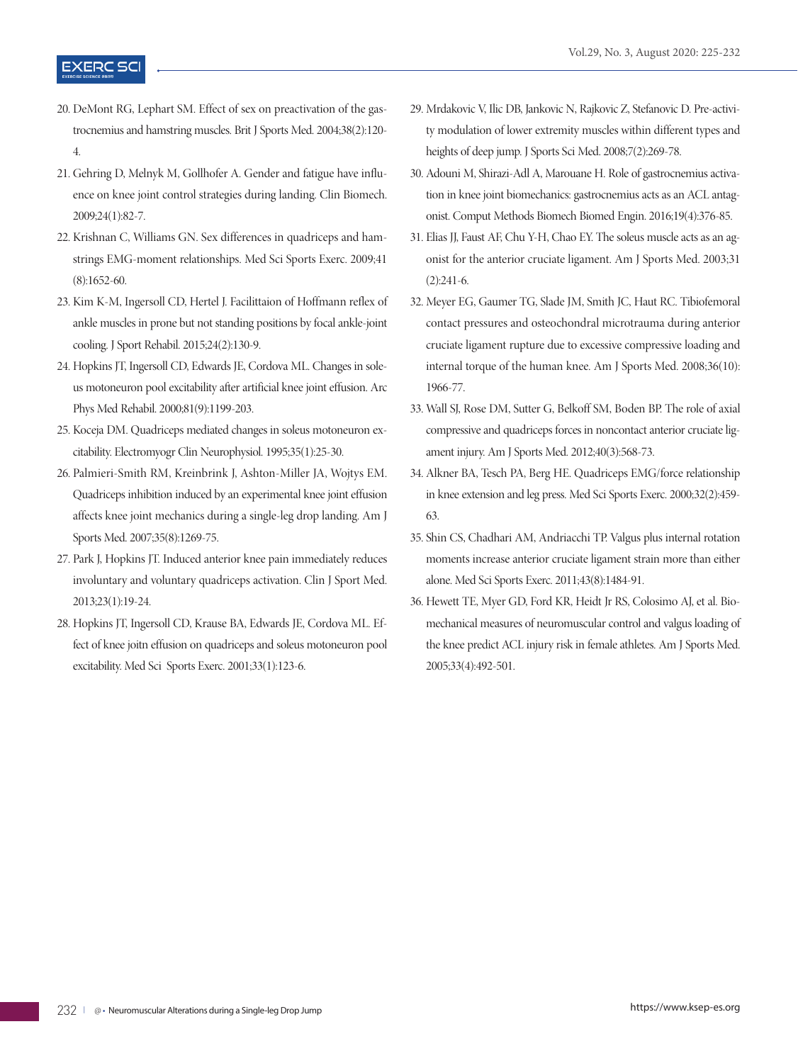20. DeMont RG, Lephart SM. Effect of sex on preactivation of the gastrocnemius and hamstring muscles. Brit J Sports Med. 2004;38(2):120-4.
21. Gehring D, Melnyk M, Gollhofer A. Gender and fatigue have influence on knee joint control strategies during landing. Clin Biomech. 2009;24(1):82-7.
22. Krishnan C, Williams GN. Sex differences in quadriceps and hamstrings EMG-moment relationships. Med Sci Sports Exerc. 2009;41(8):1652-60.
23. Kim K-M, Ingersoll CD, Hertel J. Facilittaion of Hoffmann reflex of ankle muscles in prone but not standing positions by focal ankle-joint cooling. J Sport Rehabil. 2015;24(2):130-9.
24. Hopkins JT, Ingersoll CD, Edwards JE, Cordova ML. Changes in soleus motoneuron pool excitability after artificial knee joint effusion. Arc Phys Med Rehabil. 2000;81(9):1199-203.
25. Koceja DM. Quadriceps mediated changes in soleus motoneuron excitability. Electromyogr Clin Neurophysiol. 1995;35(1):25-30.
26. Palmieri-Smith RM, Kreinbrink J, Ashton-Miller JA, Wojtys EM. Quadriceps inhibition induced by an experimental knee joint effusion affects knee joint mechanics during a single-leg drop landing. Am J Sports Med. 2007;35(8):1269-75.
27. Park J, Hopkins JT. Induced anterior knee pain immediately reduces involuntary and voluntary quadriceps activation. Clin J Sport Med. 2013;23(1):19-24.
28. Hopkins JT, Ingersoll CD, Krause BA, Edwards JE, Cordova ML. Effect of knee joitn effusion on quadriceps and soleus motoneuron pool excitability. Med Sci Sports Exerc. 2001;33(1):123-6.
29. Mrdakovic V, Ilic DB, Jankovic N, Rajkovic Z, Stefanovic D. Pre-activity modulation of lower extremity muscles within different types and heights of deep jump. J Sports Sci Med. 2008;7(2):269-78.
30. Adouni M, Shirazi-Adl A, Marouane H. Role of gastrocnemius activation in knee joint biomechanics: gastrocnemius acts as an ACL antagonist. Comput Methods Biomech Biomed Engin. 2016;19(4):376-85.
31. Elias JJ, Faust AF, Chu Y-H, Chao EY. The soleus muscle acts as an agonist for the anterior cruciate ligament. Am J Sports Med. 2003;31(2):241-6.
32. Meyer EG, Gaumer TG, Slade JM, Smith JC, Haut RC. Tibiofemoral contact pressures and osteochondral microtrauma during anterior cruciate ligament rupture due to excessive compressive loading and internal torque of the human knee. Am J Sports Med. 2008;36(10):1966-77.
33. Wall SJ, Rose DM, Sutter G, Belkoff SM, Boden BP. The role of axial compressive and quadriceps forces in noncontact anterior cruciate ligament injury. Am J Sports Med. 2012;40(3):568-73.
34. Alkner BA, Tesch PA, Berg HE. Quadriceps EMG/force relationship in knee extension and leg press. Med Sci Sports Exerc. 2000;32(2):459-63.
35. Shin CS, Chadhari AM, Andriacchi TP. Valgus plus internal rotation moments increase anterior cruciate ligament strain more than either alone. Med Sci Sports Exerc. 2011;43(8):1484-91.
36. Hewett TE, Myer GD, Ford KR, Heidt Jr RS, Colosimo AJ, et al. Biomechanical measures of neuromuscular control and valgus loading of the knee predict ACL injury risk in female athletes. Am J Sports Med. 2005;33(4):492-501.